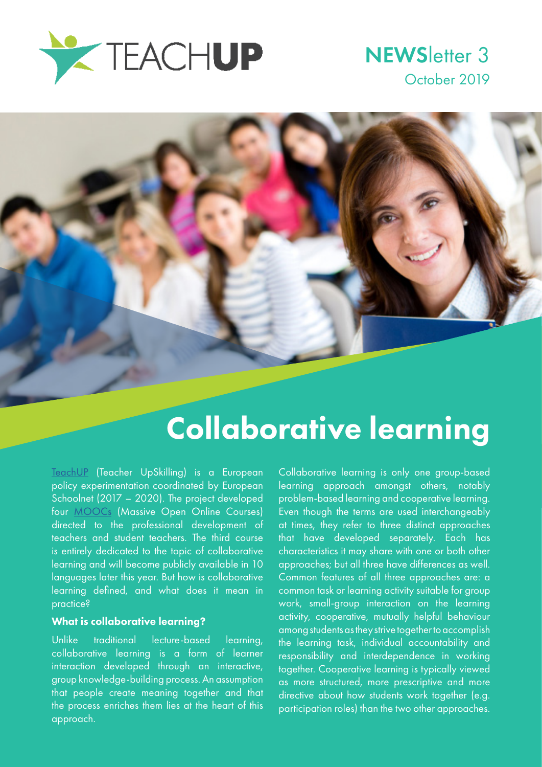TEACHUP

NEWSletter 3
October 2019

# Collaborative learning

TeachUP (Teacher UpSkilling) is a European policy experimentation coordinated by European Schoolnet (2017 – 2020). The project developed four MOOCs (Massive Open Online Courses) directed to the professional development of teachers and student teachers. The third course is entirely dedicated to the topic of collaborative learning and will become publicly available in 10 languages later this year. But how is collaborative learning defined, and what does it mean in practice?

### What is collaborative learning?

Unlike traditional lecture-based learning, collaborative learning is a form of learner interaction developed through an interactive, group knowledge-building process. An assumption that people create meaning together and that the process enriches them lies at the heart of this approach.

Collaborative learning is only one group-based learning approach amongst others, notably problem-based learning and cooperative learning. Even though the terms are used interchangeably at times, they refer to three distinct approaches that have developed separately. Each has characteristics it may share with one or both other approaches; but all three have differences as well. Common features of all three approaches are: a common task or learning activity suitable for group work, small-group interaction on the learning activity, cooperative, mutually helpful behaviour among students as they strive together to accomplish the learning task, individual accountability and responsibility and interdependence in working together. Cooperative learning is typically viewed as more structured, more prescriptive and more directive about how students work together (e.g. participation roles) than the two other approaches.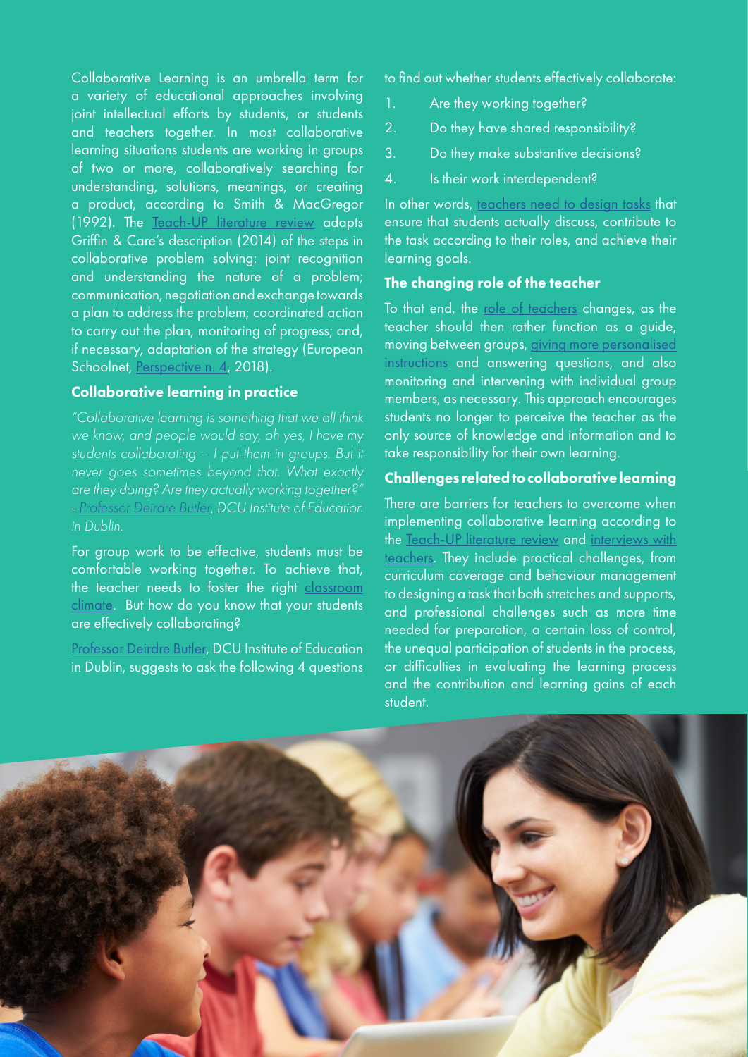Collaborative Learning is an umbrella term for a variety of educational approaches involving joint intellectual efforts by students, or students and teachers together. In most collaborative learning situations students are working in groups of two or more, collaboratively searching for understanding, solutions, meanings, or creating a product, according to Smith & MacGregor (1992). The Teach-UP literature review adapts Griffin & Care's description (2014) of the steps in collaborative problem solving: joint recognition and understanding the nature of a problem; communication, negotiation and exchange towards a plan to address the problem; coordinated action to carry out the plan, monitoring of progress; and, if necessary, adaptation of the strategy (European Schoolnet, Perspective n. 4, 2018).

### Collaborative learning in practice

*"Collaborative learning is something that we all think we know, and people would say, oh yes, I have my students collaborating – I put them in groups. But it never goes sometimes beyond that. What exactly are they doing? Are they actually working together?" - Professor Deirdre Butler, DCU Institute of Education in Dublin.*

For group work to be effective, students must be comfortable working together. To achieve that, the teacher needs to foster the right classroom climate. But how do you know that your students are effectively collaborating?

Professor Deirdre Butler, DCU Institute of Education in Dublin, suggests to ask the following 4 questions to find out whether students effectively collaborate:

1. Are they working together?
2. Do they have shared responsibility?
3. Do they make substantive decisions?
4. Is their work interdependent?

In other words, teachers need to design tasks that ensure that students actually discuss, contribute to the task according to their roles, and achieve their learning goals.

### The changing role of the teacher

To that end, the role of teachers changes, as the teacher should then rather function as a guide, moving between groups, giving more personalised instructions and answering questions, and also monitoring and intervening with individual group members, as necessary. This approach encourages students no longer to perceive the teacher as the only source of knowledge and information and to take responsibility for their own learning.

### Challenges related to collaborative learning

There are barriers for teachers to overcome when implementing collaborative learning according to the Teach-UP literature review and interviews with teachers. They include practical challenges, from curriculum coverage and behaviour management to designing a task that both stretches and supports, and professional challenges such as more time needed for preparation, a certain loss of control, the unequal participation of students in the process, or difficulties in evaluating the learning process and the contribution and learning gains of each student.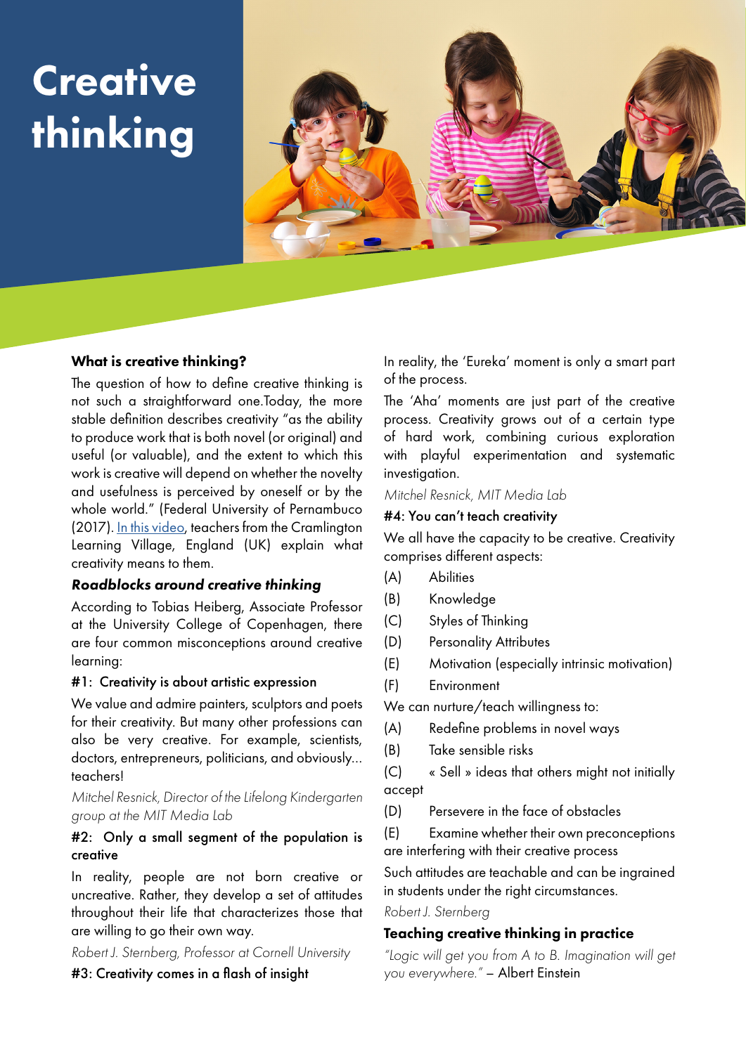# Creative thinking

### What is creative thinking?

The question of how to define creative thinking is not such a straightforward one.Today, the more stable definition describes creativity "as the ability to produce work that is both novel (or original) and useful (or valuable), and the extent to which this work is creative will depend on whether the novelty and usefulness is perceived by oneself or by the whole world." (Federal University of Pernambuco (2017). [In this video](), teachers from the Cramlington Learning Village, England (UK) explain what creativity means to them.

### *Roadblocks around creative thinking*

According to Tobias Heiberg, Associate Professor at the University College of Copenhagen, there are four common misconceptions around creative learning:

#### #1: Creativity is about artistic expression

We value and admire painters, sculptors and poets for their creativity. But many other professions can also be very creative. For example, scientists, doctors, entrepreneurs, politicians, and obviously... teachers!

*Mitchel Resnick, Director of the Lifelong Kindergarten group at the MIT Media Lab*

#### #2: Only a small segment of the population is creative

In reality, people are not born creative or uncreative. Rather, they develop a set of attitudes throughout their life that characterizes those that are willing to go their own way.

*Robert J. Sternberg, Professor at Cornell University*

#### #3: Creativity comes in a flash of insight

In reality, the 'Eureka' moment is only a smart part of the process.

The 'Aha' moments are just part of the creative process. Creativity grows out of a certain type of hard work, combining curious exploration with playful experimentation and systematic investigation.

*Mitchel Resnick, MIT Media Lab*

#### #4: You can't teach creativity

We all have the capacity to be creative. Creativity comprises different aspects:

(A) Abilities
(B) Knowledge
(C) Styles of Thinking
(D) Personality Attributes
(E) Motivation (especially intrinsic motivation)
(F) Environment

We can nurture/teach willingness to:

(A) Redefine problems in novel ways
(B) Take sensible risks
(C) « Sell » ideas that others might not initially accept
(D) Persevere in the face of obstacles
(E) Examine whether their own preconceptions are interfering with their creative process

Such attitudes are teachable and can be ingrained in students under the right circumstances.

*Robert J. Sternberg*

### Teaching creative thinking in practice

*"Logic will get you from A to B. Imagination will get you everywhere."* – Albert Einstein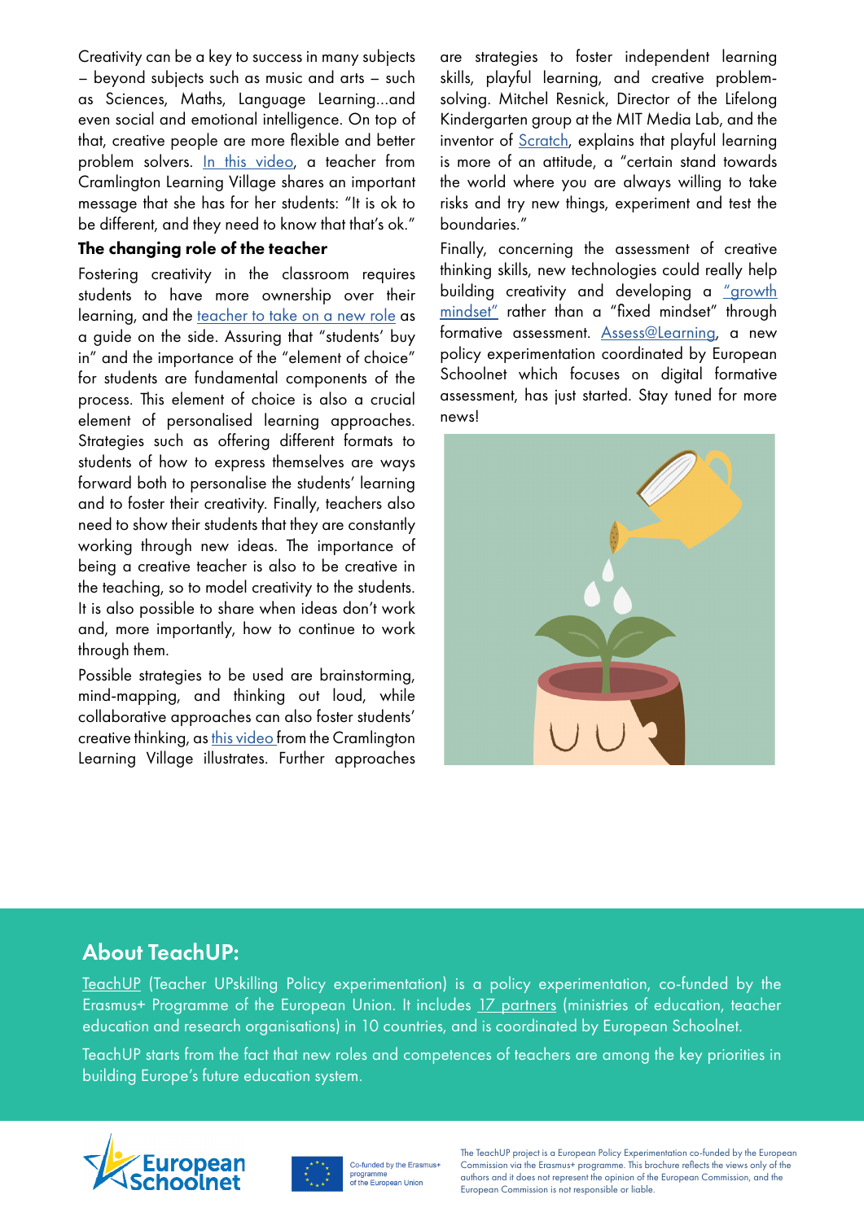Creativity can be a key to success in many subjects – beyond subjects such as music and arts – such as Sciences, Maths, Language Learning...and even social and emotional intelligence. On top of that, creative people are more flexible and better problem solvers. In this video, a teacher from Cramlington Learning Village shares an important message that she has for her students: "It is ok to be different, and they need to know that that's ok."

### The changing role of the teacher

Fostering creativity in the classroom requires students to have more ownership over their learning, and the teacher to take on a new role as a guide on the side. Assuring that "students' buy in" and the importance of the "element of choice" for students are fundamental components of the process. This element of choice is also a crucial element of personalised learning approaches. Strategies such as offering different formats to students of how to express themselves are ways forward both to personalise the students' learning and to foster their creativity. Finally, teachers also need to show their students that they are constantly working through new ideas. The importance of being a creative teacher is also to be creative in the teaching, so to model creativity to the students. It is also possible to share when ideas don't work and, more importantly, how to continue to work through them.

Possible strategies to be used are brainstorming, mind-mapping, and thinking out loud, while collaborative approaches can also foster students' creative thinking, as this video from the Cramlington Learning Village illustrates. Further approaches are strategies to foster independent learning skills, playful learning, and creative problem-solving. Mitchel Resnick, Director of the Lifelong Kindergarten group at the MIT Media Lab, and the inventor of Scratch, explains that playful learning is more of an attitude, a "certain stand towards the world where you are always willing to take risks and try new things, experiment and test the boundaries."

Finally, concerning the assessment of creative thinking skills, new technologies could really help building creativity and developing a "growth mindset" rather than a "fixed mindset" through formative assessment. Assess@Learning, a new policy experimentation coordinated by European Schoolnet which focuses on digital formative assessment, has just started. Stay tuned for more news!

## About TeachUP:

TeachUP (Teacher UPskilling Policy experimentation) is a policy experimentation, co-funded by the Erasmus+ Programme of the European Union. It includes 17 partners (ministries of education, teacher education and research organisations) in 10 countries, and is coordinated by European Schoolnet.

TeachUP starts from the fact that new roles and competences of teachers are among the key priorities in building Europe's future education system.

European Schoolnet

Co-funded by the Erasmus+ programme of the European Union

The TeachUP project is a European Policy Experimentation co-funded by the European Commission via the Erasmus+ programme. This brochure reflects the views only of the authors and it does not represent the opinion of the European Commission, and the European Commission is not responsible or liable.